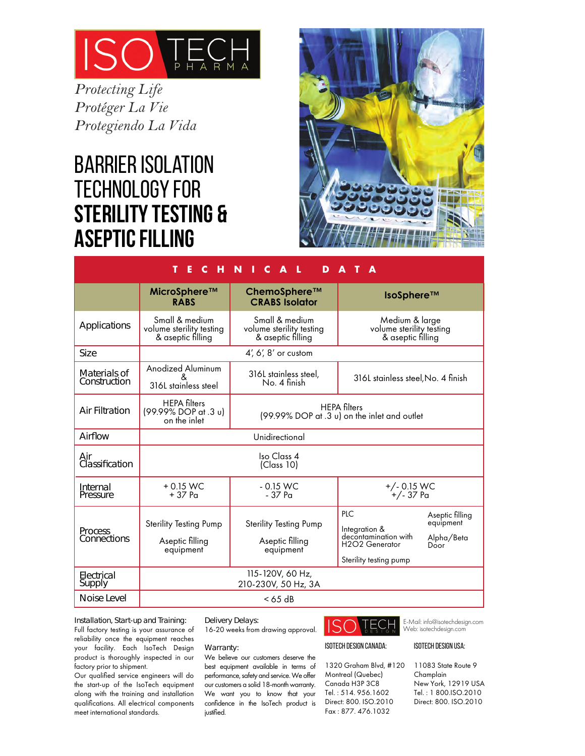# ISO TECH PHARMA

*Protecting Life*
*Protéger La Vie*
*Protegiendo La Vida*

# BARRIER ISOLATION TECHNOLOGY FOR **STERILITY TESTING & ASEPTIC FILLING**

## TECHNICAL DATA

| | MicroSphere™ RABS | ChemoSphere™ CRABS Isolator | IsoSphere™ |
|---|---|---|---|
| Applications | Small & medium volume sterility testing & aseptic filling | Small & medium volume sterility testing & aseptic filling | Medium & large volume sterility testing & aseptic filling |
| Size | 4', 6', 8' or custom | | |
| Materials of Construction | Anodized Aluminum & 316L stainless steel | 316L stainless steel, No. 4 finish | 316L stainless steel, No. 4 finish |
| Air Filtration | HEPA filters (99.99% DOP at .3 u) on the inlet | HEPA filters (99.99% DOP at .3 u) on the inlet and outlet | |
| Airflow | Unidirectional | | |
| Air Classification | Iso Class 4 (Class 10) | | |
| Internal Pressure | + 0.15 WC<br>+ 37 Pa | - 0.15 WC<br>- 37 Pa | +/- 0.15 WC<br>+/- 37 Pa |
| Process Connections | Sterility Testing Pump<br>Aseptic filling equipment | Sterility Testing Pump<br>Aseptic filling equipment | PLC<br>Integration & decontamination with H2O2 Generator<br>Sterility testing pump<br>Aseptic filling equipment<br>Alpha/Beta Door |
| Electrical Supply | 115-120V, 60 Hz, 210-230V, 50 Hz, 3A | | |
| Noise Level | < 65 dB | | |

**Installation, Start-up and Training:**
Full factory testing is your assurance of reliability once the equipment reaches your facility. Each IsoTech Design product is thoroughly inspected in our factory prior to shipment.
Our qualified service engineers will do the start-up of the IsoTech equipment along with the training and installation qualifications. All electrical components meet international standards.

**Delivery Delays:**
16-20 weeks from drawing approval.

**Warranty:**
We believe our customers deserve the best equipment available in terms of performance, safety and service. We offer our customers a solid 18-month warranty. We want you to know that your confidence in the IsoTech product is justified.

ISO TECH DESIGN

E-Mail: info@isotechdesign.com
Web: isotechdesign.com

**ISOTECH DESIGN CANADA:**
1320 Graham Blvd, #120
Montreal (Quebec)
Canada H3P 3C8
Tel. : 514. 956.1602
Direct: 800. ISO.2010
Fax : 877. 476.1032

**ISOTECH DESIGN USA:**
11083 State Route 9
Champlain
New York, 12919 USA
Tel. : 1 800.ISO.2010
Direct: 800. ISO.2010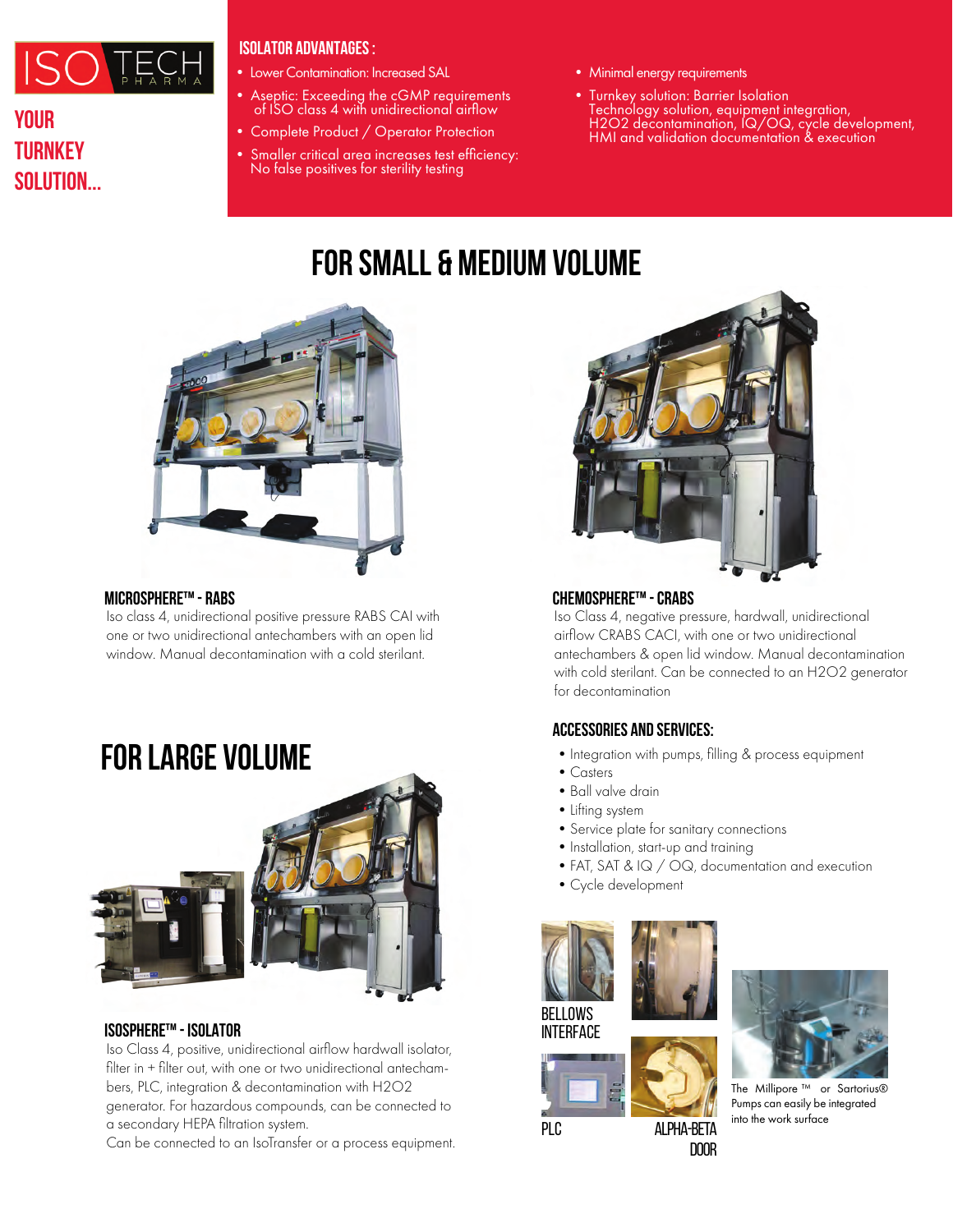ISO TECH PHARMA

YOUR TURNKEY SOLUTION...

## ISOLATOR ADVANTAGES :

- Lower Contamination: Increased SAL
- Aseptic: Exceeding the cGMP requirements of ISO class 4 with unidirectional airflow
- Complete Product / Operator Protection
- Smaller critical area increases test efficiency: No false positives for sterility testing
- Minimal energy requirements
- Turnkey solution: Barrier Isolation Technology solution, equipment integration, H2O2 decontamination, IQ/OQ, cycle development, HMI and validation documentation & execution

# FOR SMALL & MEDIUM VOLUME

### MICROSPHERE™ - RABS

Iso class 4, unidirectional positive pressure RABS CAI with one or two unidirectional antechambers with an open lid window. Manual decontamination with a cold sterilant.

### CHEMOSPHERE™ - CRABS

Iso Class 4, negative pressure, hardwall, unidirectional airflow CRABS CACI, with one or two unidirectional antechambers & open lid window. Manual decontamination with cold sterilant. Can be connected to an H2O2 generator for decontamination

# FOR LARGE VOLUME

### ISOSPHERE™ - ISOLATOR

Iso Class 4, positive, unidirectional airflow hardwall isolator, filter in + filter out, with one or two unidirectional antechambers, PLC, integration & decontamination with H2O2 generator. For hazardous compounds, can be connected to a secondary HEPA filtration system.
Can be connected to an IsoTransfer or a process equipment.

### ACCESSORIES AND SERVICES:

- Integration with pumps, filling & process equipment
- Casters
- Ball valve drain
- Lifting system
- Service plate for sanitary connections
- Installation, start-up and training
- FAT, SAT & IQ / OQ, documentation and execution
- Cycle development

BELLOWS INTERFACE

PLC

ALPHA-BETA DOOR

The Millipore ™ or Sartorius® Pumps can easily be integrated into the work surface